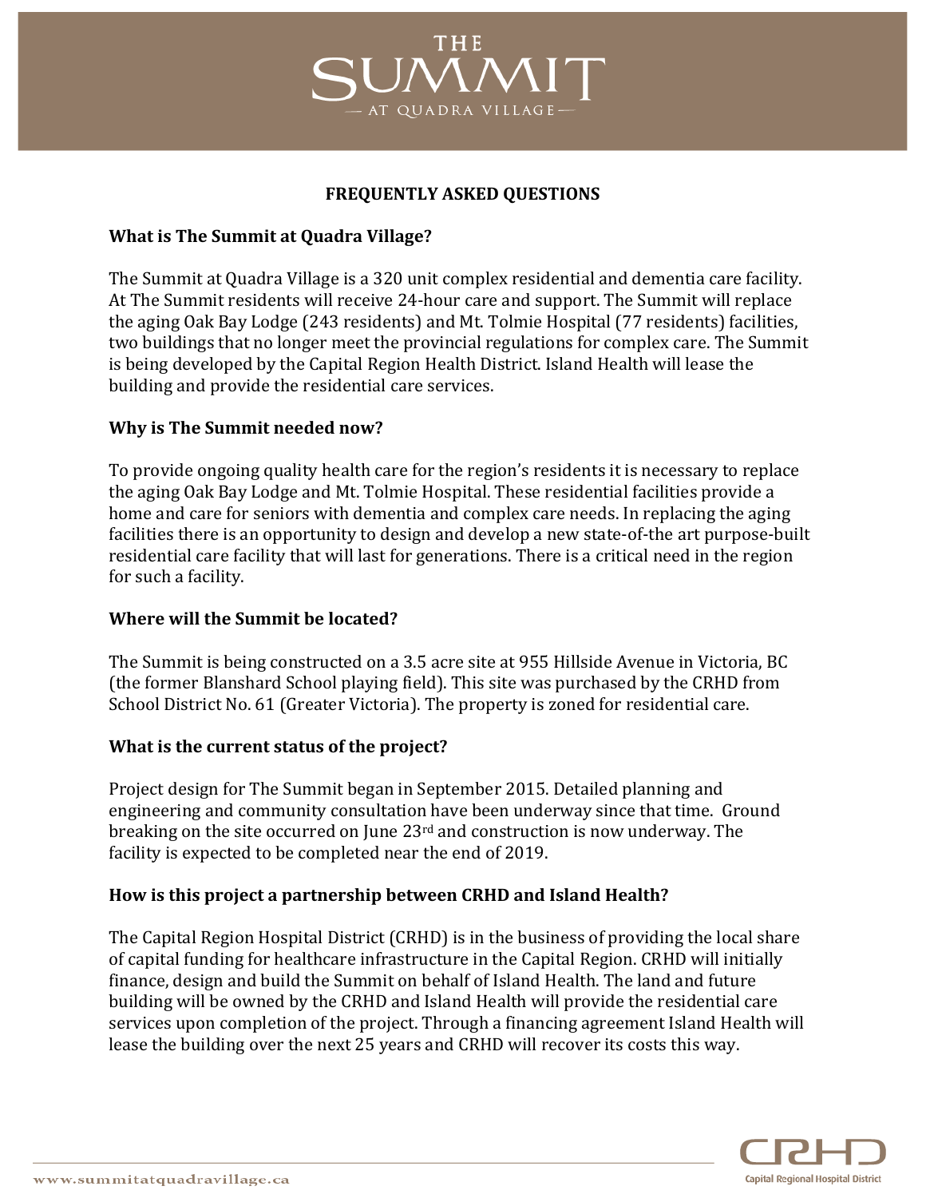# THE SUMMIT

AT QUADRA VILLAGE

## FREQUENTLY ASKED QUESTIONS

### What is The Summit at Quadra Village?

The Summit at Quadra Village is a 320 unit complex residential and dementia care facility. At The Summit residents will receive 24-hour care and support. The Summit will replace the aging Oak Bay Lodge (243 residents) and Mt. Tolmie Hospital (77 residents) facilities, two buildings that no longer meet the provincial regulations for complex care. The Summit is being developed by the Capital Region Health District. Island Health will lease the building and provide the residential care services.

### Why is The Summit needed now?

To provide ongoing quality health care for the region's residents it is necessary to replace the aging Oak Bay Lodge and Mt. Tolmie Hospital. These residential facilities provide a home and care for seniors with dementia and complex care needs. In replacing the aging facilities there is an opportunity to design and develop a new state-of-the art purpose-built residential care facility that will last for generations. There is a critical need in the region for such a facility.

### Where will the Summit be located?

The Summit is being constructed on a 3.5 acre site at 955 Hillside Avenue in Victoria, BC (the former Blanshard School playing field). This site was purchased by the CRHD from School District No. 61 (Greater Victoria). The property is zoned for residential care.

### What is the current status of the project?

Project design for The Summit began in September 2015. Detailed planning and engineering and community consultation have been underway since that time. Ground breaking on the site occurred on June 23rd and construction is now underway. The facility is expected to be completed near the end of 2019.

### How is this project a partnership between CRHD and Island Health?

The Capital Region Hospital District (CRHD) is in the business of providing the local share of capital funding for healthcare infrastructure in the Capital Region. CRHD will initially finance, design and build the Summit on behalf of Island Health. The land and future building will be owned by the CRHD and Island Health will provide the residential care services upon completion of the project. Through a financing agreement Island Health will lease the building over the next 25 years and CRHD will recover its costs this way.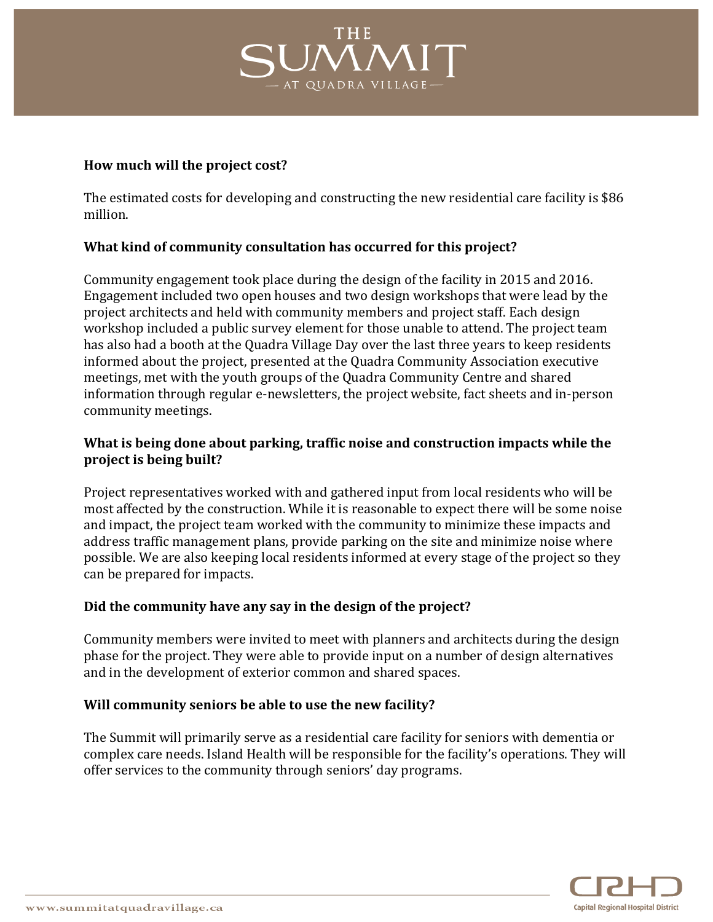**How much will the project cost?**

The estimated costs for developing and constructing the new residential care facility is $86 million.

**What kind of community consultation has occurred for this project?**

Community engagement took place during the design of the facility in 2015 and 2016. Engagement included two open houses and two design workshops that were lead by the project architects and held with community members and project staff. Each design workshop included a public survey element for those unable to attend. The project team has also had a booth at the Quadra Village Day over the last three years to keep residents informed about the project, presented at the Quadra Community Association executive meetings, met with the youth groups of the Quadra Community Centre and shared information through regular e-newsletters, the project website, fact sheets and in-person community meetings.

**What is being done about parking, traffic noise and construction impacts while the project is being built?**

Project representatives worked with and gathered input from local residents who will be most affected by the construction. While it is reasonable to expect there will be some noise and impact, the project team worked with the community to minimize these impacts and address traffic management plans, provide parking on the site and minimize noise where possible. We are also keeping local residents informed at every stage of the project so they can be prepared for impacts.

**Did the community have any say in the design of the project?**

Community members were invited to meet with planners and architects during the design phase for the project. They were able to provide input on a number of design alternatives and in the development of exterior common and shared spaces.

**Will community seniors be able to use the new facility?**

The Summit will primarily serve as a residential care facility for seniors with dementia or complex care needs. Island Health will be responsible for the facility's operations. They will offer services to the community through seniors' day programs.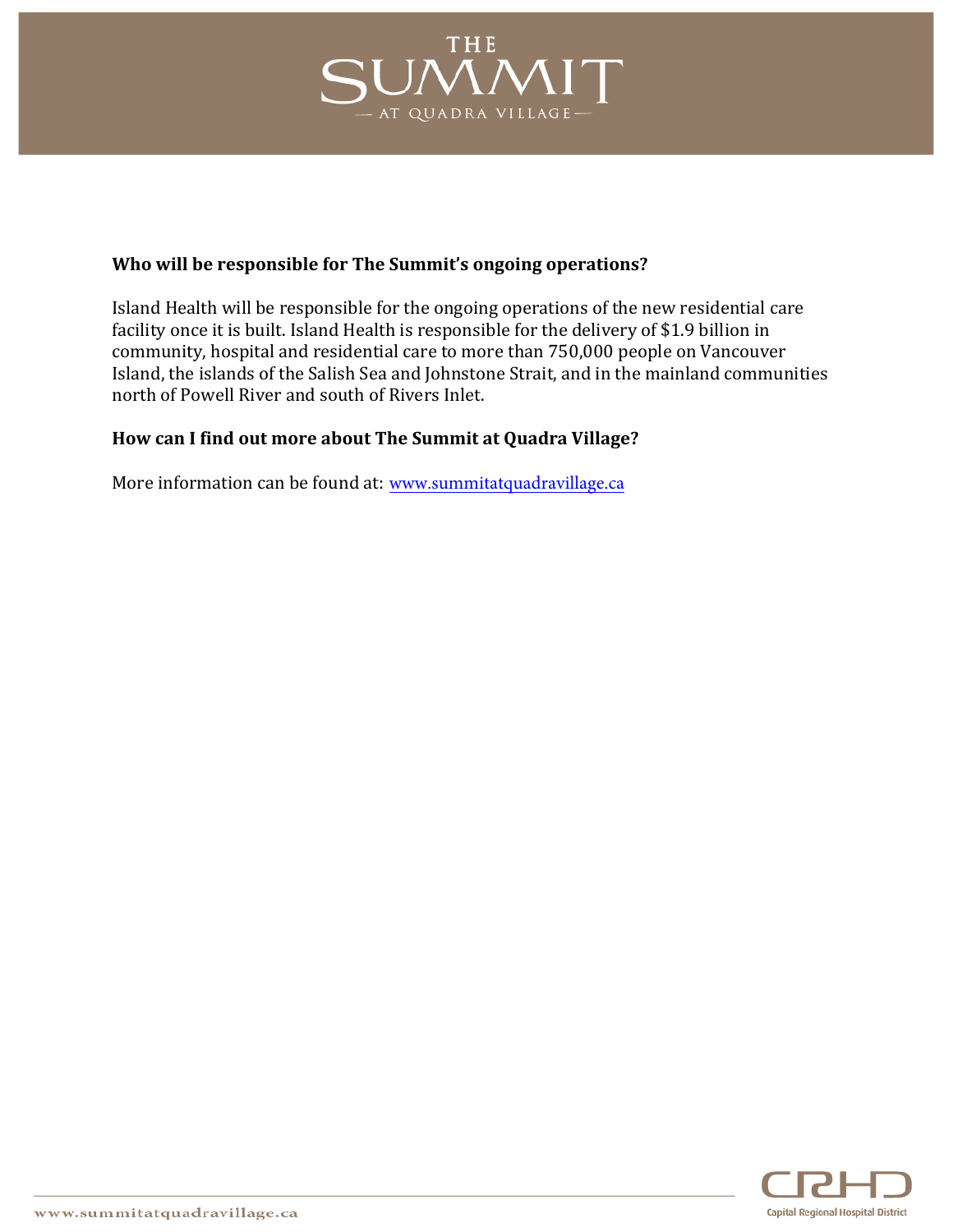**Who will be responsible for The Summit's ongoing operations?**

Island Health will be responsible for the ongoing operations of the new residential care facility once it is built. Island Health is responsible for the delivery of $1.9 billion in community, hospital and residential care to more than 750,000 people on Vancouver Island, the islands of the Salish Sea and Johnstone Strait, and in the mainland communities north of Powell River and south of Rivers Inlet.

**How can I find out more about The Summit at Quadra Village?**

More information can be found at: [www.summitatquadravillage.ca](http://www.summitatquadravillage.ca)